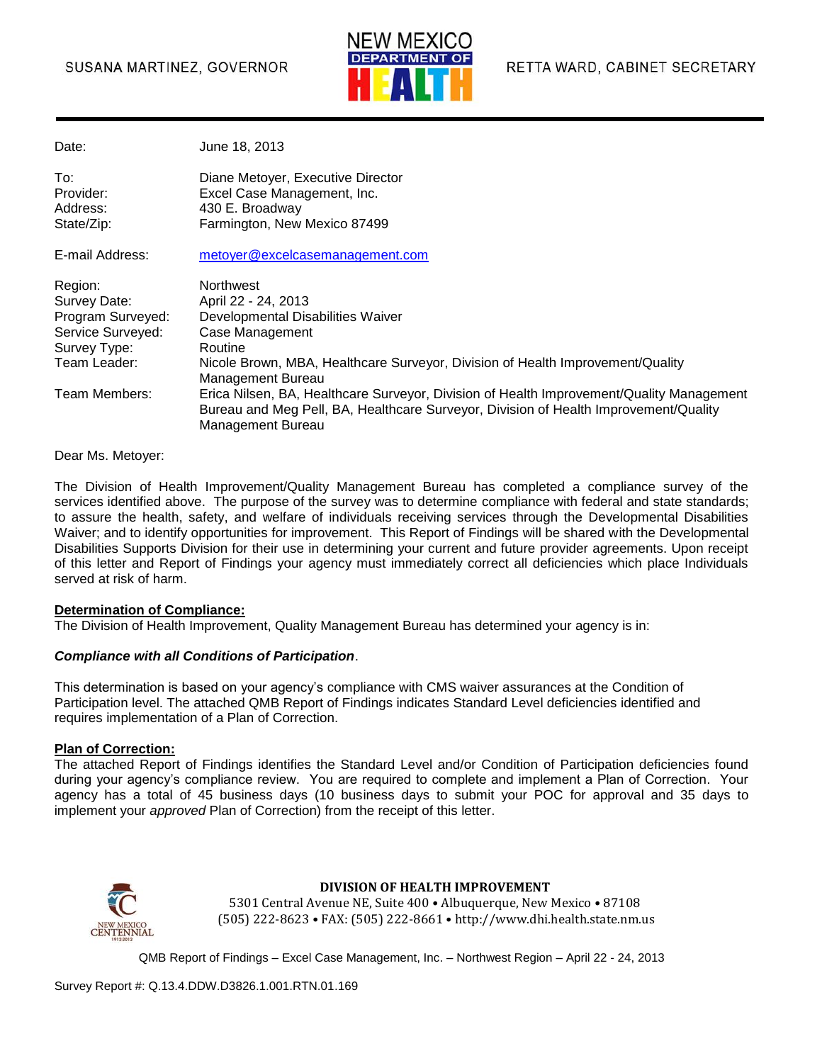SUSANA MARTINEZ, GOVERNOR

NEW MEXICO DEPARTMENT OF HEALTH

RETTA WARD, CABINET SECRETARY

| | |
|---|---|
| Date: | June 18, 2013 |
| To: | Diane Metoyer, Executive Director |
| Provider: | Excel Case Management, Inc. |
| Address: | 430 E. Broadway |
| State/Zip: | Farmington, New Mexico 87499 |
| E-mail Address: | metoyer@excelcasemanagement.com |
| Region: | Northwest |
| Survey Date: | April 22 - 24, 2013 |
| Program Surveyed: | Developmental Disabilities Waiver |
| Service Surveyed: | Case Management |
| Survey Type: | Routine |
| Team Leader: | Nicole Brown, MBA, Healthcare Surveyor, Division of Health Improvement/Quality Management Bureau |
| Team Members: | Erica Nilsen, BA, Healthcare Surveyor, Division of Health Improvement/Quality Management Bureau and Meg Pell, BA, Healthcare Surveyor, Division of Health Improvement/Quality Management Bureau |

Dear Ms. Metoyer:

The Division of Health Improvement/Quality Management Bureau has completed a compliance survey of the services identified above. The purpose of the survey was to determine compliance with federal and state standards; to assure the health, safety, and welfare of individuals receiving services through the Developmental Disabilities Waiver; and to identify opportunities for improvement. This Report of Findings will be shared with the Developmental Disabilities Supports Division for their use in determining your current and future provider agreements. Upon receipt of this letter and Report of Findings your agency must immediately correct all deficiencies which place Individuals served at risk of harm.

**Determination of Compliance:**

The Division of Health Improvement, Quality Management Bureau has determined your agency is in:

***Compliance with all Conditions of Participation***.

This determination is based on your agency's compliance with CMS waiver assurances at the Condition of Participation level. The attached QMB Report of Findings indicates Standard Level deficiencies identified and requires implementation of a Plan of Correction.

**Plan of Correction:**

The attached Report of Findings identifies the Standard Level and/or Condition of Participation deficiencies found during your agency's compliance review. You are required to complete and implement a Plan of Correction. Your agency has a total of 45 business days (10 business days to submit your POC for approval and 35 days to implement your *approved* Plan of Correction) from the receipt of this letter.

**DIVISION OF HEALTH IMPROVEMENT**

5301 Central Avenue NE, Suite 400 • Albuquerque, New Mexico • 87108

(505) 222-8623 • FAX: (505) 222-8661 • http://www.dhi.health.state.nm.us

QMB Report of Findings – Excel Case Management, Inc. – Northwest Region – April 22 - 24, 2013

Survey Report #: Q.13.4.DDW.D3826.1.001.RTN.01.169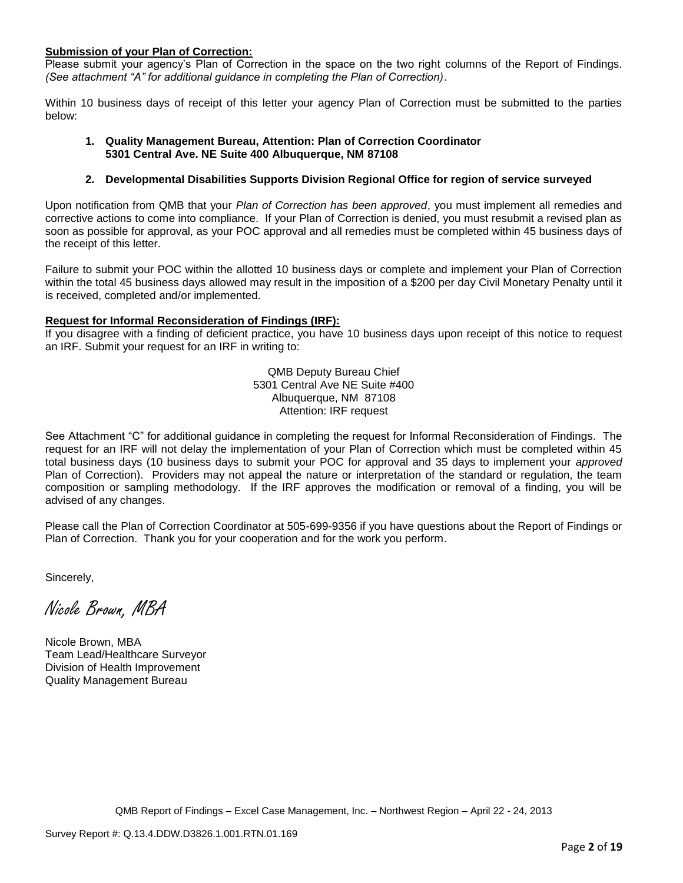**Submission of your Plan of Correction:**

Please submit your agency's Plan of Correction in the space on the two right columns of the Report of Findings. *(See attachment "A" for additional guidance in completing the Plan of Correction)*.

Within 10 business days of receipt of this letter your agency Plan of Correction must be submitted to the parties below:

1. **Quality Management Bureau, Attention: Plan of Correction Coordinator 5301 Central Ave. NE Suite 400 Albuquerque, NM 87108**

2. **Developmental Disabilities Supports Division Regional Office for region of service surveyed**

Upon notification from QMB that your *Plan of Correction has been approved*, you must implement all remedies and corrective actions to come into compliance. If your Plan of Correction is denied, you must resubmit a revised plan as soon as possible for approval, as your POC approval and all remedies must be completed within 45 business days of the receipt of this letter.

Failure to submit your POC within the allotted 10 business days or complete and implement your Plan of Correction within the total 45 business days allowed may result in the imposition of a $200 per day Civil Monetary Penalty until it is received, completed and/or implemented.

**Request for Informal Reconsideration of Findings (IRF):**

If you disagree with a finding of deficient practice, you have 10 business days upon receipt of this notice to request an IRF. Submit your request for an IRF in writing to:

QMB Deputy Bureau Chief
5301 Central Ave NE Suite #400
Albuquerque, NM 87108
Attention: IRF request

See Attachment "C" for additional guidance in completing the request for Informal Reconsideration of Findings. The request for an IRF will not delay the implementation of your Plan of Correction which must be completed within 45 total business days (10 business days to submit your POC for approval and 35 days to implement your *approved* Plan of Correction). Providers may not appeal the nature or interpretation of the standard or regulation, the team composition or sampling methodology. If the IRF approves the modification or removal of a finding, you will be advised of any changes.

Please call the Plan of Correction Coordinator at 505-699-9356 if you have questions about the Report of Findings or Plan of Correction. Thank you for your cooperation and for the work you perform.

Sincerely,

*Nicole Brown, MBA*

Nicole Brown, MBA
Team Lead/Healthcare Surveyor
Division of Health Improvement
Quality Management Bureau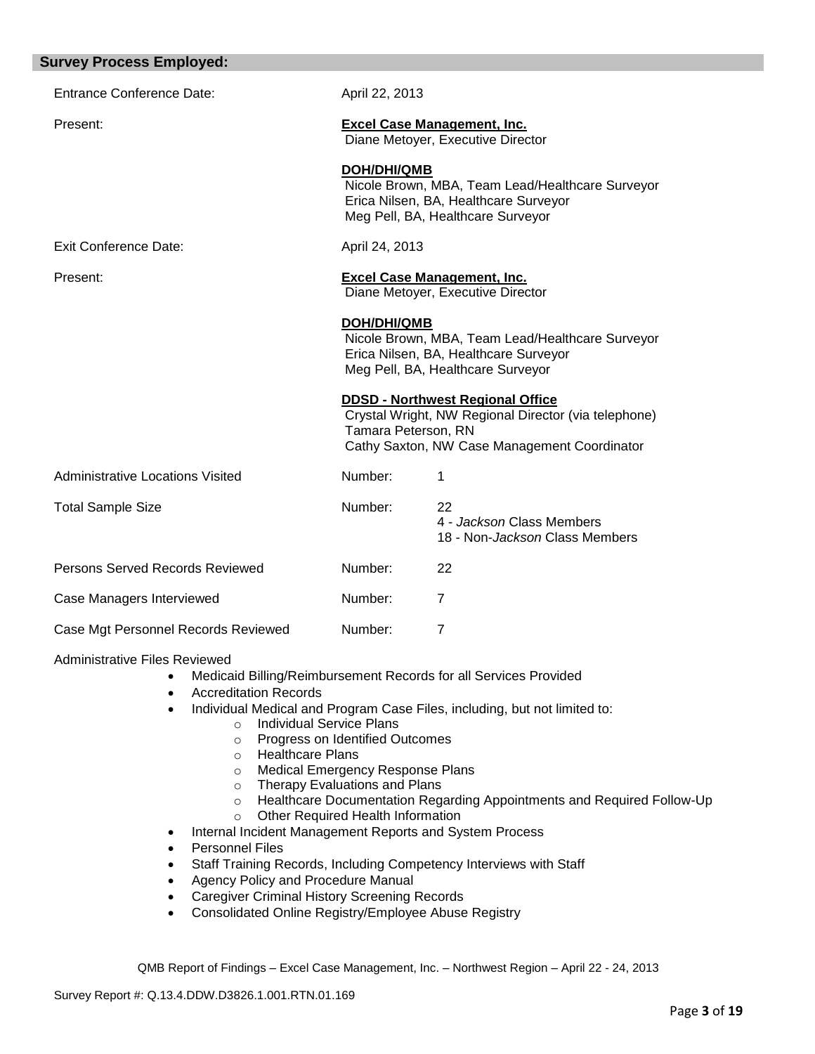## Survey Process Employed:

| | | |
|---|---|---|
| Entrance Conference Date: | April 22, 2013 | |
| Present: | **Excel Case Management, Inc.**<br>Diane Metoyer, Executive Director<br><br>**DOH/DHI/QMB**<br>Nicole Brown, MBA, Team Lead/Healthcare Surveyor<br>Erica Nilsen, BA, Healthcare Surveyor<br>Meg Pell, BA, Healthcare Surveyor | |
| Exit Conference Date: | April 24, 2013 | |
| Present: | **Excel Case Management, Inc.**<br>Diane Metoyer, Executive Director<br><br>**DOH/DHI/QMB**<br>Nicole Brown, MBA, Team Lead/Healthcare Surveyor<br>Erica Nilsen, BA, Healthcare Surveyor<br>Meg Pell, BA, Healthcare Surveyor<br><br>**DDSD - Northwest Regional Office**<br>Crystal Wright, NW Regional Director (via telephone)<br>Tamara Peterson, RN<br>Cathy Saxton, NW Case Management Coordinator | |
| Administrative Locations Visited | Number: | 1 |
| Total Sample Size | Number: | 22<br>4 - *Jackson* Class Members<br>18 - Non-*Jackson* Class Members |
| Persons Served Records Reviewed | Number: | 22 |
| Case Managers Interviewed | Number: | 7 |
| Case Mgt Personnel Records Reviewed | Number: | 7 |

Administrative Files Reviewed

- Medicaid Billing/Reimbursement Records for all Services Provided
- Accreditation Records
- Individual Medical and Program Case Files, including, but not limited to:
  - Individual Service Plans
  - Progress on Identified Outcomes
  - Healthcare Plans
  - Medical Emergency Response Plans
  - Therapy Evaluations and Plans
  - Healthcare Documentation Regarding Appointments and Required Follow-Up
  - Other Required Health Information
- Internal Incident Management Reports and System Process
- Personnel Files
- Staff Training Records, Including Competency Interviews with Staff
- Agency Policy and Procedure Manual
- Caregiver Criminal History Screening Records
- Consolidated Online Registry/Employee Abuse Registry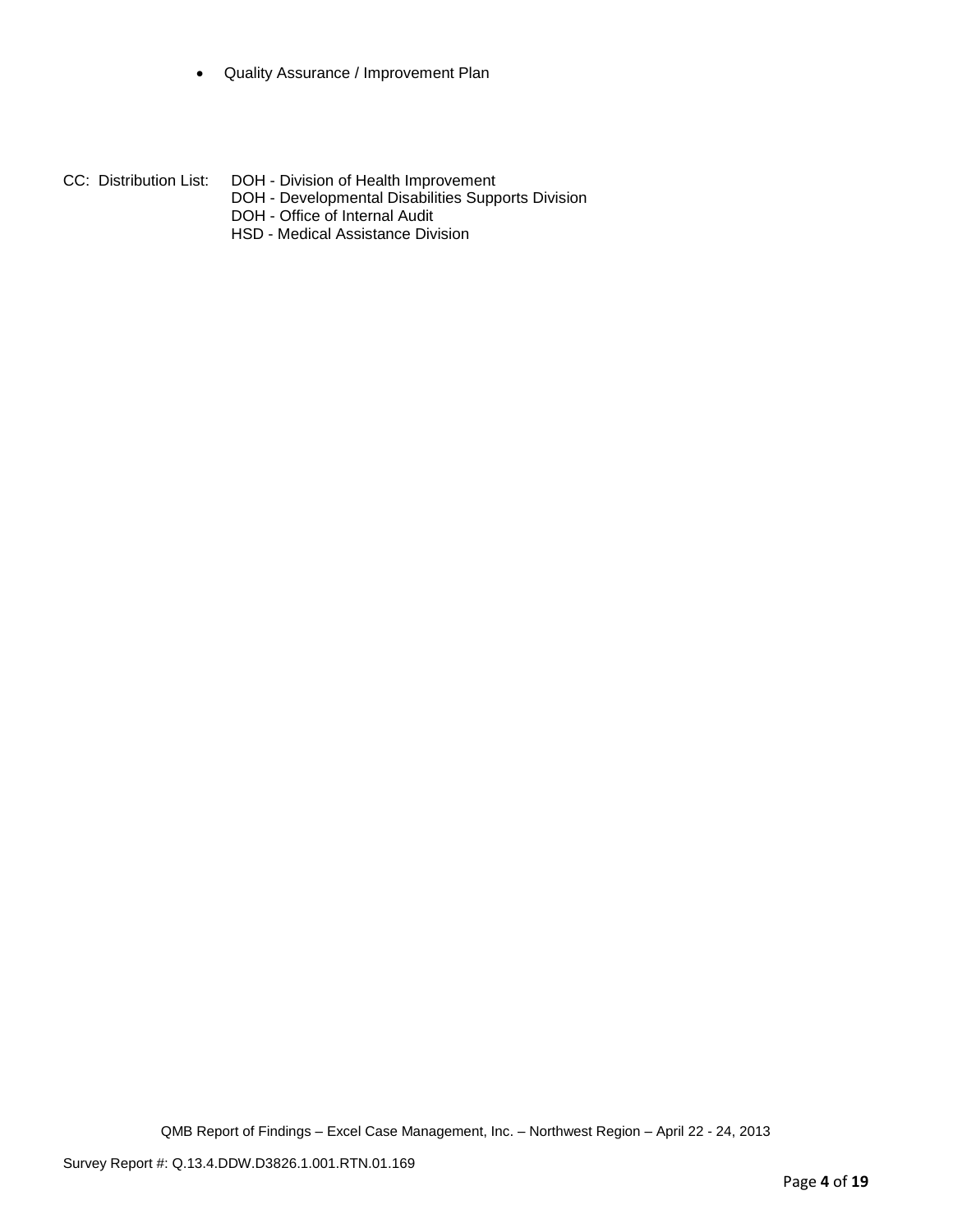- Quality Assurance / Improvement Plan

CC: Distribution List: DOH - Division of Health Improvement
DOH - Developmental Disabilities Supports Division
DOH - Office of Internal Audit
HSD - Medical Assistance Division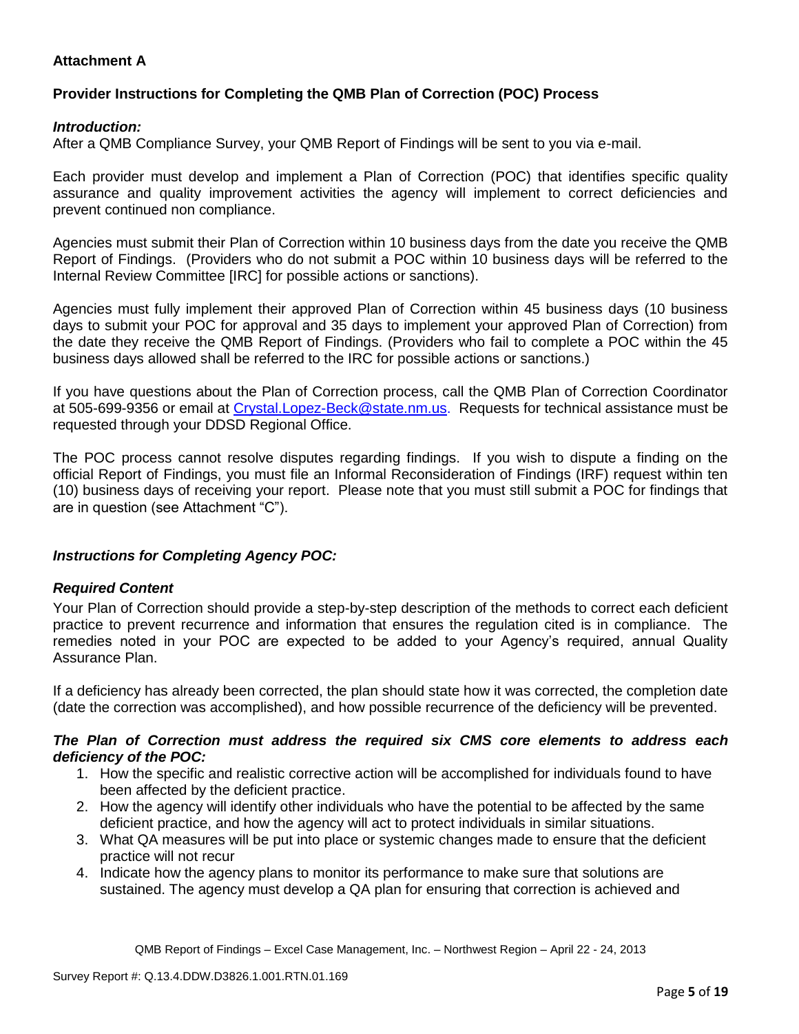**Attachment A**

**Provider Instructions for Completing the QMB Plan of Correction (POC) Process**

***Introduction:***
After a QMB Compliance Survey, your QMB Report of Findings will be sent to you via e-mail.

Each provider must develop and implement a Plan of Correction (POC) that identifies specific quality assurance and quality improvement activities the agency will implement to correct deficiencies and prevent continued non compliance.

Agencies must submit their Plan of Correction within 10 business days from the date you receive the QMB Report of Findings. (Providers who do not submit a POC within 10 business days will be referred to the Internal Review Committee [IRC] for possible actions or sanctions).

Agencies must fully implement their approved Plan of Correction within 45 business days (10 business days to submit your POC for approval and 35 days to implement your approved Plan of Correction) from the date they receive the QMB Report of Findings. (Providers who fail to complete a POC within the 45 business days allowed shall be referred to the IRC for possible actions or sanctions.)

If you have questions about the Plan of Correction process, call the QMB Plan of Correction Coordinator at 505-699-9356 or email at Crystal.Lopez-Beck@state.nm.us. Requests for technical assistance must be requested through your DDSD Regional Office.

The POC process cannot resolve disputes regarding findings. If you wish to dispute a finding on the official Report of Findings, you must file an Informal Reconsideration of Findings (IRF) request within ten (10) business days of receiving your report. Please note that you must still submit a POC for findings that are in question (see Attachment "C").

***Instructions for Completing Agency POC:***

***Required Content***
Your Plan of Correction should provide a step-by-step description of the methods to correct each deficient practice to prevent recurrence and information that ensures the regulation cited is in compliance. The remedies noted in your POC are expected to be added to your Agency's required, annual Quality Assurance Plan.

If a deficiency has already been corrected, the plan should state how it was corrected, the completion date (date the correction was accomplished), and how possible recurrence of the deficiency will be prevented.

***The Plan of Correction must address the required six CMS core elements to address each deficiency of the POC:***

1. How the specific and realistic corrective action will be accomplished for individuals found to have been affected by the deficient practice.
2. How the agency will identify other individuals who have the potential to be affected by the same deficient practice, and how the agency will act to protect individuals in similar situations.
3. What QA measures will be put into place or systemic changes made to ensure that the deficient practice will not recur
4. Indicate how the agency plans to monitor its performance to make sure that solutions are sustained. The agency must develop a QA plan for ensuring that correction is achieved and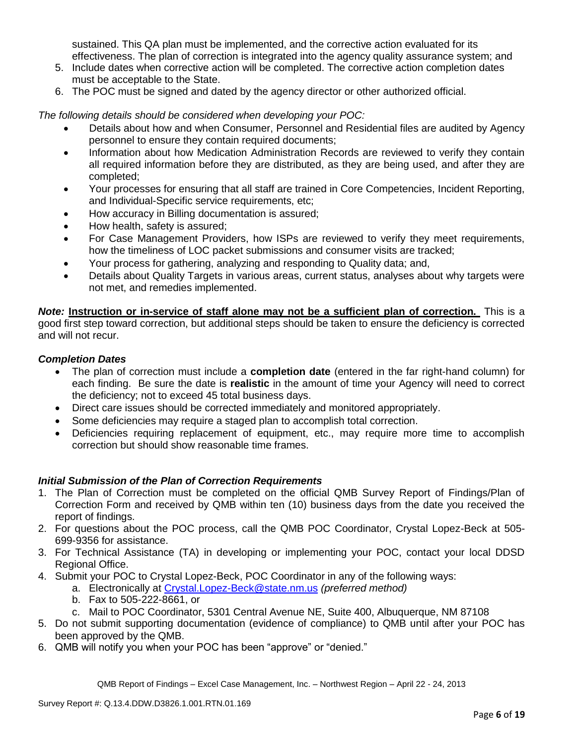sustained. This QA plan must be implemented, and the corrective action evaluated for its effectiveness. The plan of correction is integrated into the agency quality assurance system; and

5. Include dates when corrective action will be completed. The corrective action completion dates must be acceptable to the State.
6. The POC must be signed and dated by the agency director or other authorized official.

*The following details should be considered when developing your POC:*

- Details about how and when Consumer, Personnel and Residential files are audited by Agency personnel to ensure they contain required documents;
- Information about how Medication Administration Records are reviewed to verify they contain all required information before they are distributed, as they are being used, and after they are completed;
- Your processes for ensuring that all staff are trained in Core Competencies, Incident Reporting, and Individual-Specific service requirements, etc;
- How accuracy in Billing documentation is assured;
- How health, safety is assured;
- For Case Management Providers, how ISPs are reviewed to verify they meet requirements, how the timeliness of LOC packet submissions and consumer visits are tracked;
- Your process for gathering, analyzing and responding to Quality data; and,
- Details about Quality Targets in various areas, current status, analyses about why targets were not met, and remedies implemented.

***Note:*** **Instruction or in-service of staff alone may not be a sufficient plan of correction.** This is a good first step toward correction, but additional steps should be taken to ensure the deficiency is corrected and will not recur.

### *Completion Dates*

- The plan of correction must include a **completion date** (entered in the far right-hand column) for each finding. Be sure the date is **realistic** in the amount of time your Agency will need to correct the deficiency; not to exceed 45 total business days.
- Direct care issues should be corrected immediately and monitored appropriately.
- Some deficiencies may require a staged plan to accomplish total correction.
- Deficiencies requiring replacement of equipment, etc., may require more time to accomplish correction but should show reasonable time frames.

### *Initial Submission of the Plan of Correction Requirements*

1. The Plan of Correction must be completed on the official QMB Survey Report of Findings/Plan of Correction Form and received by QMB within ten (10) business days from the date you received the report of findings.
2. For questions about the POC process, call the QMB POC Coordinator, Crystal Lopez-Beck at 505-699-9356 for assistance.
3. For Technical Assistance (TA) in developing or implementing your POC, contact your local DDSD Regional Office.
4. Submit your POC to Crystal Lopez-Beck, POC Coordinator in any of the following ways:
   a. Electronically at Crystal.Lopez-Beck@state.nm.us *(preferred method)*
   b. Fax to 505-222-8661, or
   c. Mail to POC Coordinator, 5301 Central Avenue NE, Suite 400, Albuquerque, NM 87108
5. Do not submit supporting documentation (evidence of compliance) to QMB until after your POC has been approved by the QMB.
6. QMB will notify you when your POC has been "approve" or "denied."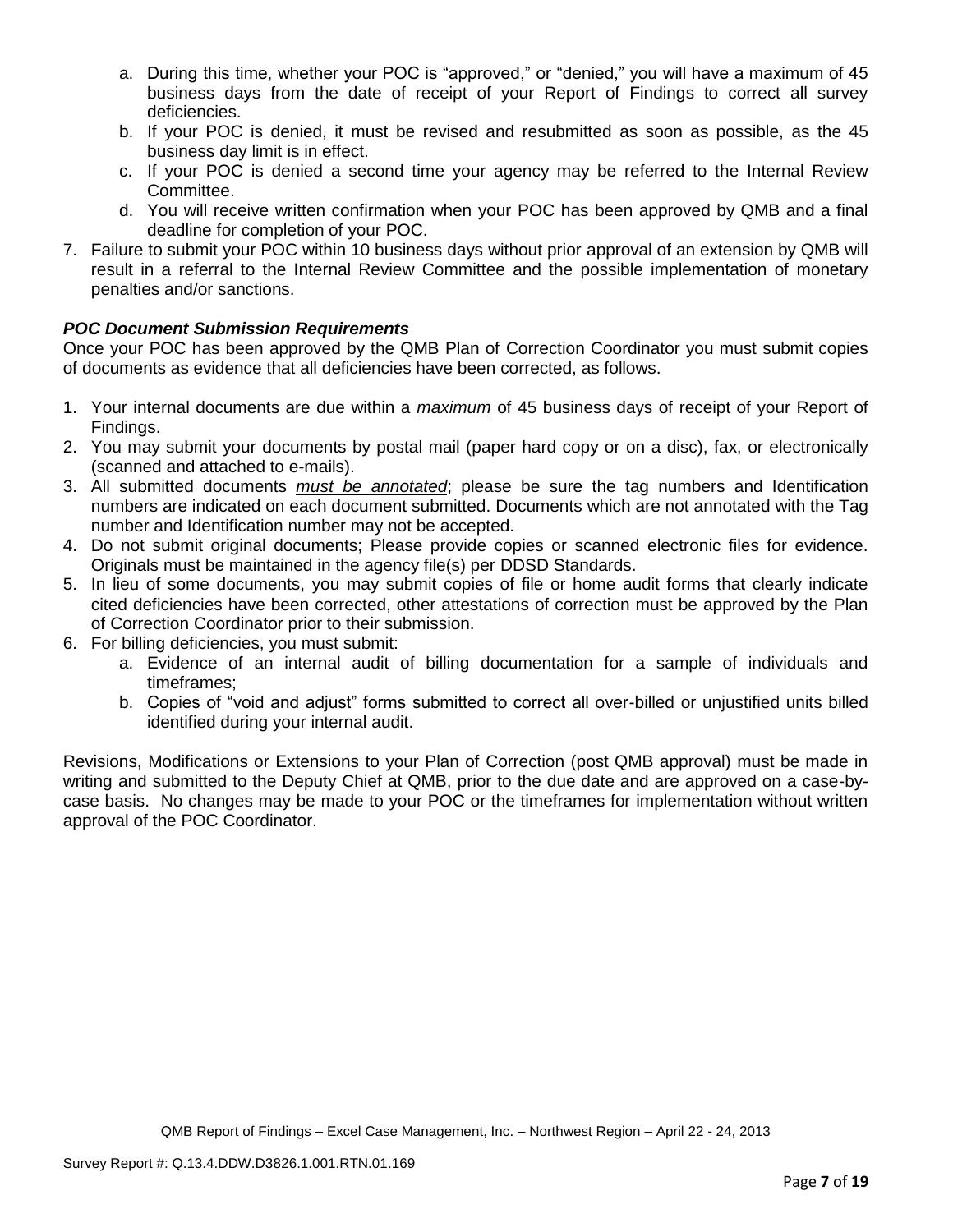a. During this time, whether your POC is "approved," or "denied," you will have a maximum of 45 business days from the date of receipt of your Report of Findings to correct all survey deficiencies.
   b. If your POC is denied, it must be revised and resubmitted as soon as possible, as the 45 business day limit is in effect.
   c. If your POC is denied a second time your agency may be referred to the Internal Review Committee.
   d. You will receive written confirmation when your POC has been approved by QMB and a final deadline for completion of your POC.
7. Failure to submit your POC within 10 business days without prior approval of an extension by QMB will result in a referral to the Internal Review Committee and the possible implementation of monetary penalties and/or sanctions.

***POC Document Submission Requirements***

Once your POC has been approved by the QMB Plan of Correction Coordinator you must submit copies of documents as evidence that all deficiencies have been corrected, as follows.

1. Your internal documents are due within a ***maximum*** of 45 business days of receipt of your Report of Findings.
2. You may submit your documents by postal mail (paper hard copy or on a disc), fax, or electronically (scanned and attached to e-mails).
3. All submitted documents ***must be annotated***; please be sure the tag numbers and Identification numbers are indicated on each document submitted. Documents which are not annotated with the Tag number and Identification number may not be accepted.
4. Do not submit original documents; Please provide copies or scanned electronic files for evidence. Originals must be maintained in the agency file(s) per DDSD Standards.
5. In lieu of some documents, you may submit copies of file or home audit forms that clearly indicate cited deficiencies have been corrected, other attestations of correction must be approved by the Plan of Correction Coordinator prior to their submission.
6. For billing deficiencies, you must submit:
   a. Evidence of an internal audit of billing documentation for a sample of individuals and timeframes;
   b. Copies of "void and adjust" forms submitted to correct all over-billed or unjustified units billed identified during your internal audit.

Revisions, Modifications or Extensions to your Plan of Correction (post QMB approval) must be made in writing and submitted to the Deputy Chief at QMB, prior to the due date and are approved on a case-by-case basis. No changes may be made to your POC or the timeframes for implementation without written approval of the POC Coordinator.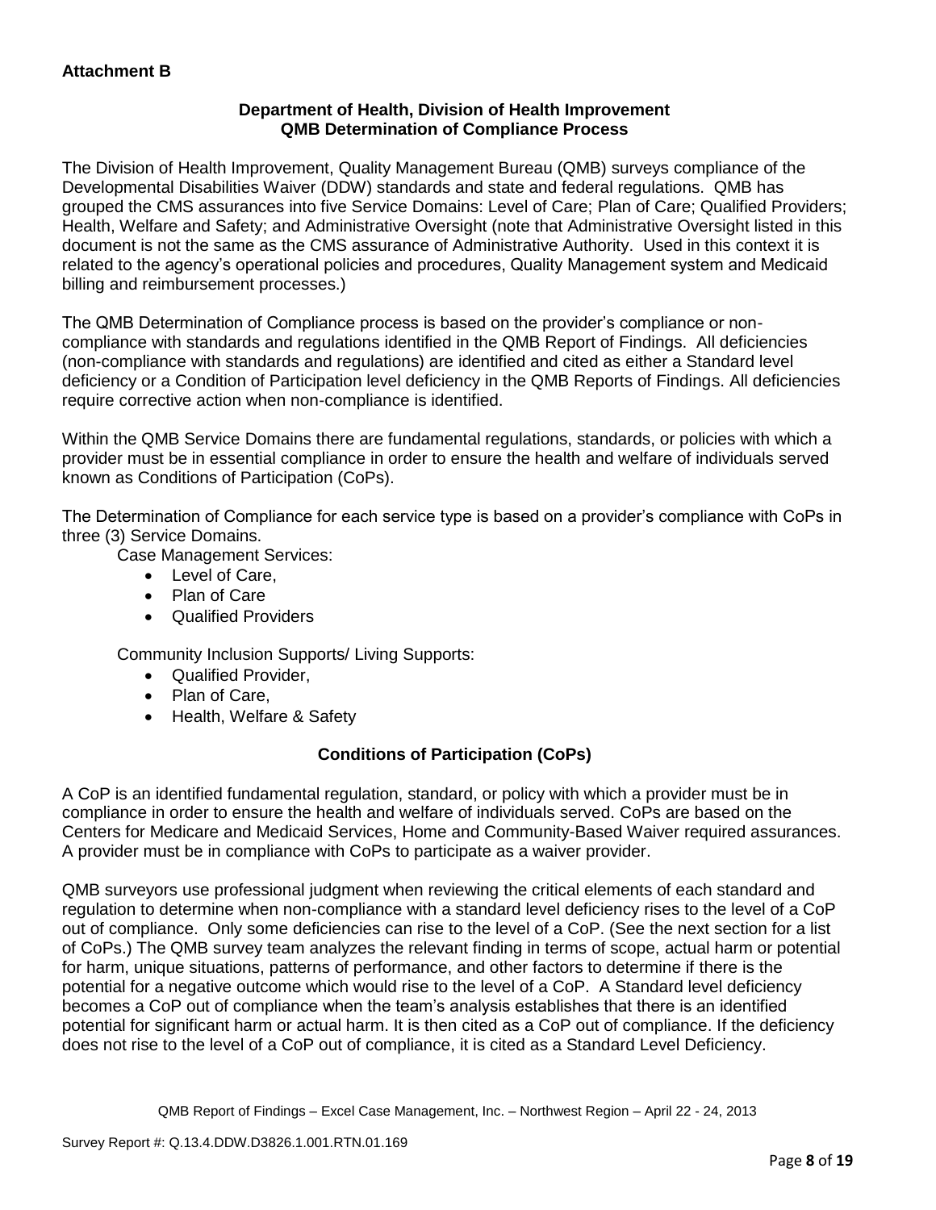**Attachment B**

### Department of Health, Division of Health Improvement
### QMB Determination of Compliance Process

The Division of Health Improvement, Quality Management Bureau (QMB) surveys compliance of the Developmental Disabilities Waiver (DDW) standards and state and federal regulations. QMB has grouped the CMS assurances into five Service Domains: Level of Care; Plan of Care; Qualified Providers; Health, Welfare and Safety; and Administrative Oversight (note that Administrative Oversight listed in this document is not the same as the CMS assurance of Administrative Authority. Used in this context it is related to the agency's operational policies and procedures, Quality Management system and Medicaid billing and reimbursement processes.)

The QMB Determination of Compliance process is based on the provider's compliance or non-compliance with standards and regulations identified in the QMB Report of Findings. All deficiencies (non-compliance with standards and regulations) are identified and cited as either a Standard level deficiency or a Condition of Participation level deficiency in the QMB Reports of Findings. All deficiencies require corrective action when non-compliance is identified.

Within the QMB Service Domains there are fundamental regulations, standards, or policies with which a provider must be in essential compliance in order to ensure the health and welfare of individuals served known as Conditions of Participation (CoPs).

The Determination of Compliance for each service type is based on a provider's compliance with CoPs in three (3) Service Domains.

Case Management Services:

- Level of Care,
- Plan of Care
- Qualified Providers

Community Inclusion Supports/ Living Supports:

- Qualified Provider,
- Plan of Care,
- Health, Welfare & Safety

### Conditions of Participation (CoPs)

A CoP is an identified fundamental regulation, standard, or policy with which a provider must be in compliance in order to ensure the health and welfare of individuals served. CoPs are based on the Centers for Medicare and Medicaid Services, Home and Community-Based Waiver required assurances. A provider must be in compliance with CoPs to participate as a waiver provider.

QMB surveyors use professional judgment when reviewing the critical elements of each standard and regulation to determine when non-compliance with a standard level deficiency rises to the level of a CoP out of compliance. Only some deficiencies can rise to the level of a CoP. (See the next section for a list of CoPs.) The QMB survey team analyzes the relevant finding in terms of scope, actual harm or potential for harm, unique situations, patterns of performance, and other factors to determine if there is the potential for a negative outcome which would rise to the level of a CoP. A Standard level deficiency becomes a CoP out of compliance when the team's analysis establishes that there is an identified potential for significant harm or actual harm. It is then cited as a CoP out of compliance. If the deficiency does not rise to the level of a CoP out of compliance, it is cited as a Standard Level Deficiency.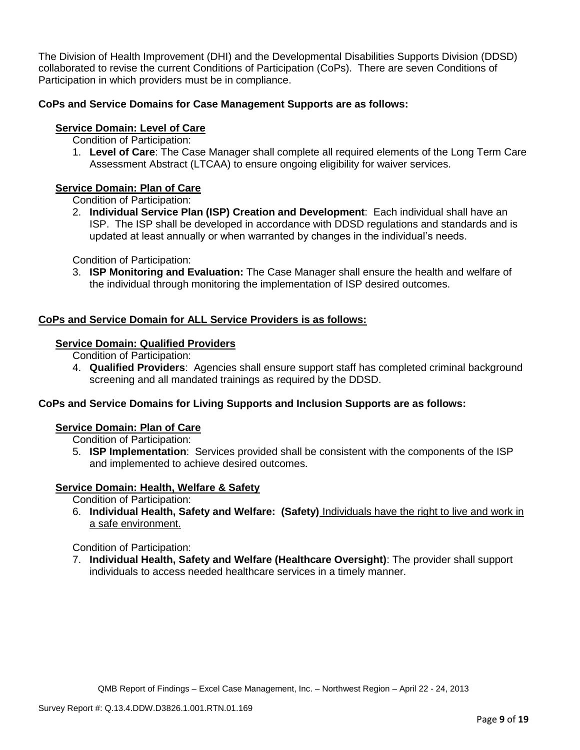The Division of Health Improvement (DHI) and the Developmental Disabilities Supports Division (DDSD) collaborated to revise the current Conditions of Participation (CoPs). There are seven Conditions of Participation in which providers must be in compliance.

**CoPs and Service Domains for Case Management Supports are as follows:**

**Service Domain: Level of Care**

Condition of Participation:

1. **Level of Care**: The Case Manager shall complete all required elements of the Long Term Care Assessment Abstract (LTCAA) to ensure ongoing eligibility for waiver services.

**Service Domain: Plan of Care**

Condition of Participation:

2. **Individual Service Plan (ISP) Creation and Development**: Each individual shall have an ISP. The ISP shall be developed in accordance with DDSD regulations and standards and is updated at least annually or when warranted by changes in the individual's needs.

Condition of Participation:

3. **ISP Monitoring and Evaluation:** The Case Manager shall ensure the health and welfare of the individual through monitoring the implementation of ISP desired outcomes.

**CoPs and Service Domain for ALL Service Providers is as follows:**

**Service Domain: Qualified Providers**

Condition of Participation:

4. **Qualified Providers**: Agencies shall ensure support staff has completed criminal background screening and all mandated trainings as required by the DDSD.

**CoPs and Service Domains for Living Supports and Inclusion Supports are as follows:**

**Service Domain: Plan of Care**

Condition of Participation:

5. **ISP Implementation**: Services provided shall be consistent with the components of the ISP and implemented to achieve desired outcomes.

**Service Domain: Health, Welfare & Safety**

Condition of Participation:

6. **Individual Health, Safety and Welfare: (Safety)** Individuals have the right to live and work in a safe environment.

Condition of Participation:

7. **Individual Health, Safety and Welfare (Healthcare Oversight)**: The provider shall support individuals to access needed healthcare services in a timely manner.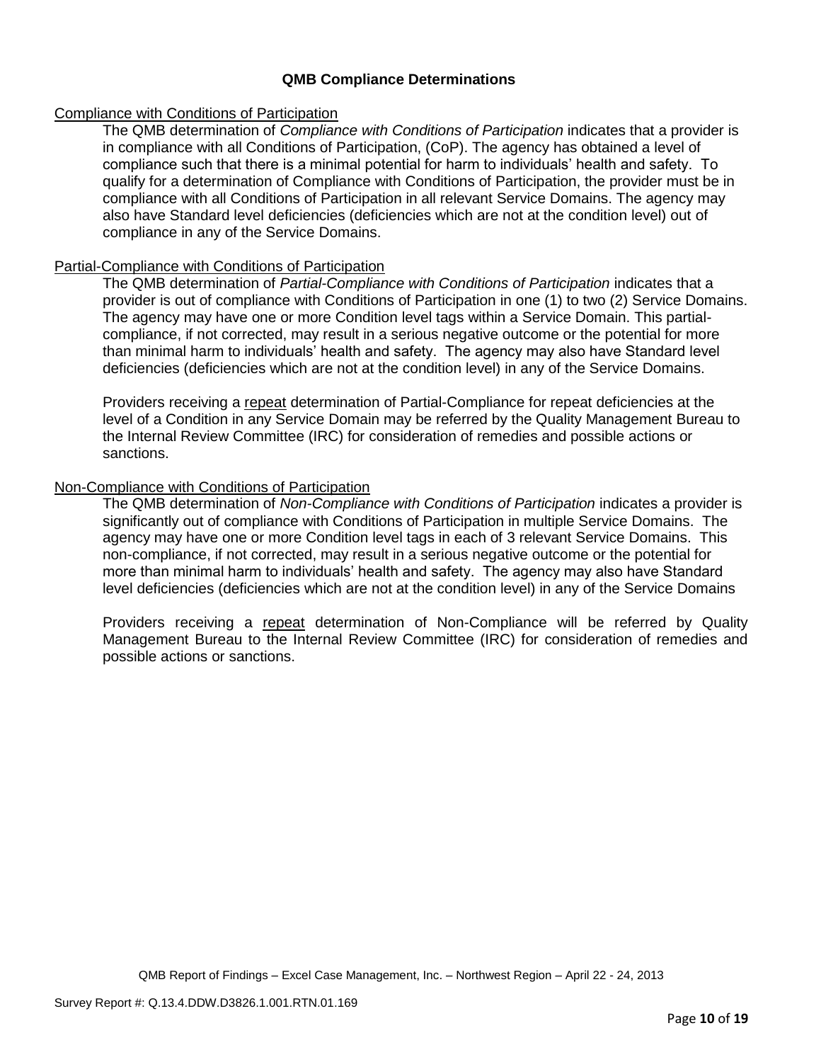## QMB Compliance Determinations

<u>Compliance with Conditions of Participation</u>

The QMB determination of *Compliance with Conditions of Participation* indicates that a provider is in compliance with all Conditions of Participation, (CoP). The agency has obtained a level of compliance such that there is a minimal potential for harm to individuals' health and safety. To qualify for a determination of Compliance with Conditions of Participation, the provider must be in compliance with all Conditions of Participation in all relevant Service Domains. The agency may also have Standard level deficiencies (deficiencies which are not at the condition level) out of compliance in any of the Service Domains.

<u>Partial-Compliance with Conditions of Participation</u>

The QMB determination of *Partial-Compliance with Conditions of Participation* indicates that a provider is out of compliance with Conditions of Participation in one (1) to two (2) Service Domains. The agency may have one or more Condition level tags within a Service Domain. This partial-compliance, if not corrected, may result in a serious negative outcome or the potential for more than minimal harm to individuals' health and safety. The agency may also have Standard level deficiencies (deficiencies which are not at the condition level) in any of the Service Domains.

Providers receiving a <u>repeat</u> determination of Partial-Compliance for repeat deficiencies at the level of a Condition in any Service Domain may be referred by the Quality Management Bureau to the Internal Review Committee (IRC) for consideration of remedies and possible actions or sanctions.

<u>Non-Compliance with Conditions of Participation</u>

The QMB determination of *Non-Compliance with Conditions of Participation* indicates a provider is significantly out of compliance with Conditions of Participation in multiple Service Domains. The agency may have one or more Condition level tags in each of 3 relevant Service Domains. This non-compliance, if not corrected, may result in a serious negative outcome or the potential for more than minimal harm to individuals' health and safety. The agency may also have Standard level deficiencies (deficiencies which are not at the condition level) in any of the Service Domains

Providers receiving a <u>repeat</u> determination of Non-Compliance will be referred by Quality Management Bureau to the Internal Review Committee (IRC) for consideration of remedies and possible actions or sanctions.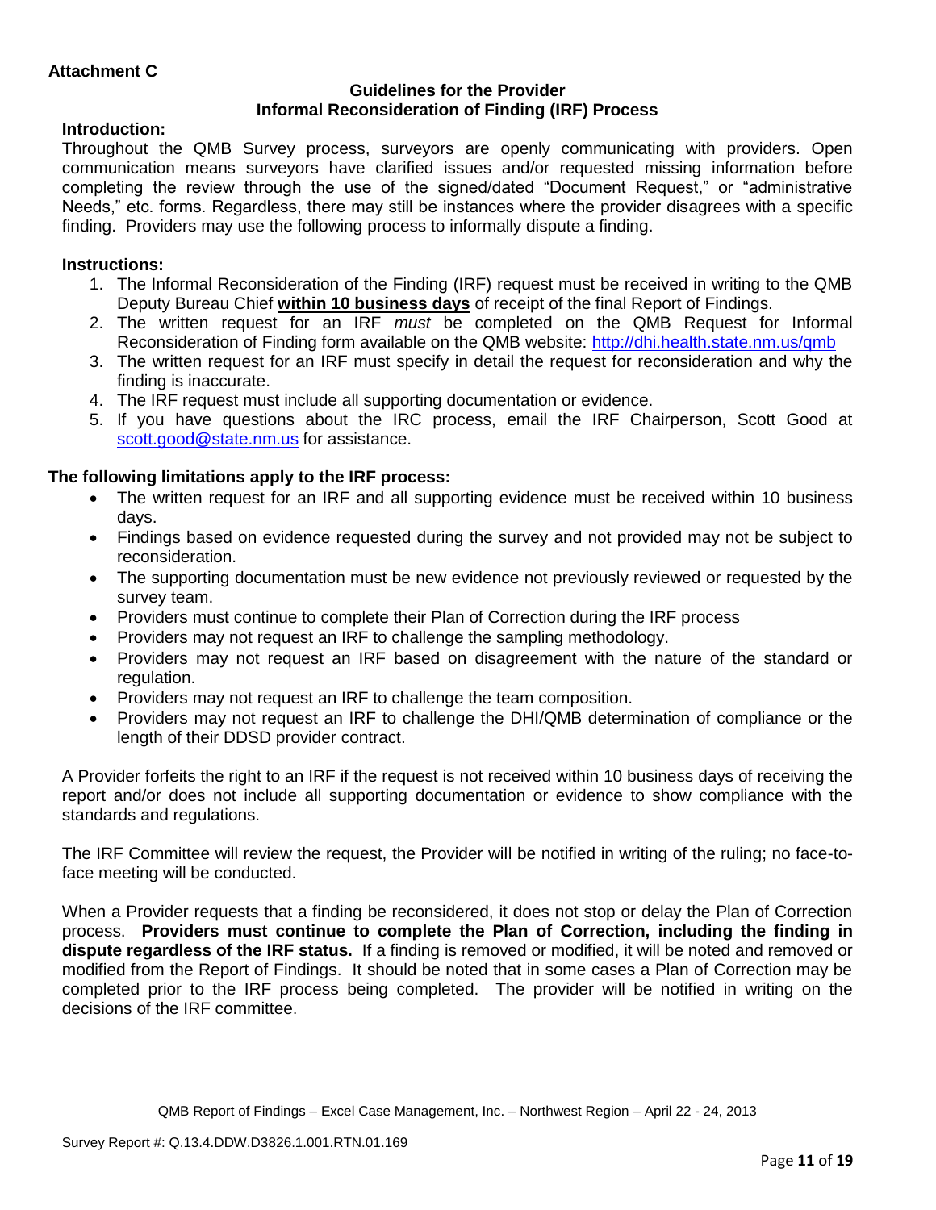**Attachment C**

**Guidelines for the Provider**
**Informal Reconsideration of Finding (IRF) Process**

**Introduction:**

Throughout the QMB Survey process, surveyors are openly communicating with providers. Open communication means surveyors have clarified issues and/or requested missing information before completing the review through the use of the signed/dated "Document Request," or "administrative Needs," etc. forms. Regardless, there may still be instances where the provider disagrees with a specific finding. Providers may use the following process to informally dispute a finding.

**Instructions:**

1. The Informal Reconsideration of the Finding (IRF) request must be received in writing to the QMB Deputy Bureau Chief **within 10 business days** of receipt of the final Report of Findings.
2. The written request for an IRF *must* be completed on the QMB Request for Informal Reconsideration of Finding form available on the QMB website: http://dhi.health.state.nm.us/qmb
3. The written request for an IRF must specify in detail the request for reconsideration and why the finding is inaccurate.
4. The IRF request must include all supporting documentation or evidence.
5. If you have questions about the IRC process, email the IRF Chairperson, Scott Good at scott.good@state.nm.us for assistance.

**The following limitations apply to the IRF process:**

- The written request for an IRF and all supporting evidence must be received within 10 business days.
- Findings based on evidence requested during the survey and not provided may not be subject to reconsideration.
- The supporting documentation must be new evidence not previously reviewed or requested by the survey team.
- Providers must continue to complete their Plan of Correction during the IRF process
- Providers may not request an IRF to challenge the sampling methodology.
- Providers may not request an IRF based on disagreement with the nature of the standard or regulation.
- Providers may not request an IRF to challenge the team composition.
- Providers may not request an IRF to challenge the DHI/QMB determination of compliance or the length of their DDSD provider contract.

A Provider forfeits the right to an IRF if the request is not received within 10 business days of receiving the report and/or does not include all supporting documentation or evidence to show compliance with the standards and regulations.

The IRF Committee will review the request, the Provider will be notified in writing of the ruling; no face-to-face meeting will be conducted.

When a Provider requests that a finding be reconsidered, it does not stop or delay the Plan of Correction process. **Providers must continue to complete the Plan of Correction, including the finding in dispute regardless of the IRF status.** If a finding is removed or modified, it will be noted and removed or modified from the Report of Findings. It should be noted that in some cases a Plan of Correction may be completed prior to the IRF process being completed. The provider will be notified in writing on the decisions of the IRF committee.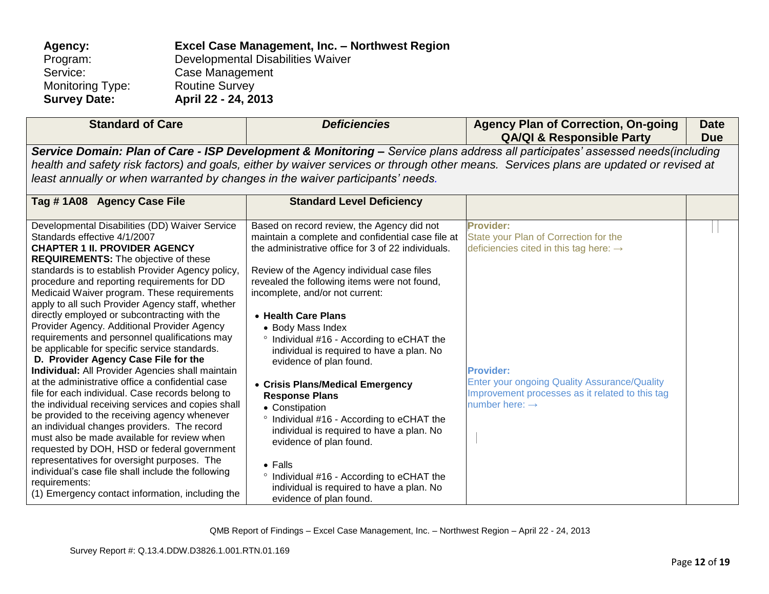**Agency:** **Excel Case Management, Inc. – Northwest Region**
Program: Developmental Disabilities Waiver
Service: Case Management
Monitoring Type: Routine Survey
**Survey Date:** **April 22 - 24, 2013**

| Standard of Care | *Deficiencies* | Agency Plan of Correction, On-going QA/QI & Responsible Party | Date Due |
|---|---|---|---|
| ***Service Domain: Plan of Care - ISP Development & Monitoring –*** *Service plans address all participates' assessed needs(including health and safety risk factors) and goals, either by waiver services or through other means. Services plans are updated or revised at least annually or when warranted by changes in the waiver participants' needs.* | | | |
| **Tag # 1A08 Agency Case File** | **Standard Level Deficiency** | | |
| Developmental Disabilities (DD) Waiver Service Standards effective 4/1/2007<br>**CHAPTER 1 II. PROVIDER AGENCY REQUIREMENTS:** The objective of these standards is to establish Provider Agency policy, procedure and reporting requirements for DD Medicaid Waiver program. These requirements apply to all such Provider Agency staff, whether directly employed or subcontracting with the Provider Agency. Additional Provider Agency requirements and personnel qualifications may be applicable for specific service standards.<br>**D. Provider Agency Case File for the Individual:** All Provider Agencies shall maintain at the administrative office a confidential case file for each individual. Case records belong to the individual receiving services and copies shall be provided to the receiving agency whenever an individual changes providers. The record must also be made available for review when requested by DOH, HSD or federal government representatives for oversight purposes. The individual's case file shall include the following requirements:<br>(1) Emergency contact information, including the | Based on record review, the Agency did not maintain a complete and confidential case file at the administrative office for 3 of 22 individuals.<br><br>Review of the Agency individual case files revealed the following items were not found, incomplete, and/or not current:<br><br>• **Health Care Plans**<br>• Body Mass Index<br>° Individual #16 - According to eCHAT the individual is required to have a plan. No evidence of plan found.<br><br>• **Crisis Plans/Medical Emergency Response Plans**<br>• Constipation<br>° Individual #16 - According to eCHAT the individual is required to have a plan. No evidence of plan found.<br><br>• Falls<br>° Individual #16 - According to eCHAT the individual is required to have a plan. No evidence of plan found. | **Provider:**<br>State your Plan of Correction for the deficiencies cited in this tag here: →<br><br><br><br>**Provider:**<br>Enter your ongoing Quality Assurance/Quality Improvement processes as it related to this tag number here: → | |

Survey Report #: Q.13.4.DDW.D3826.1.001.RTN.01.169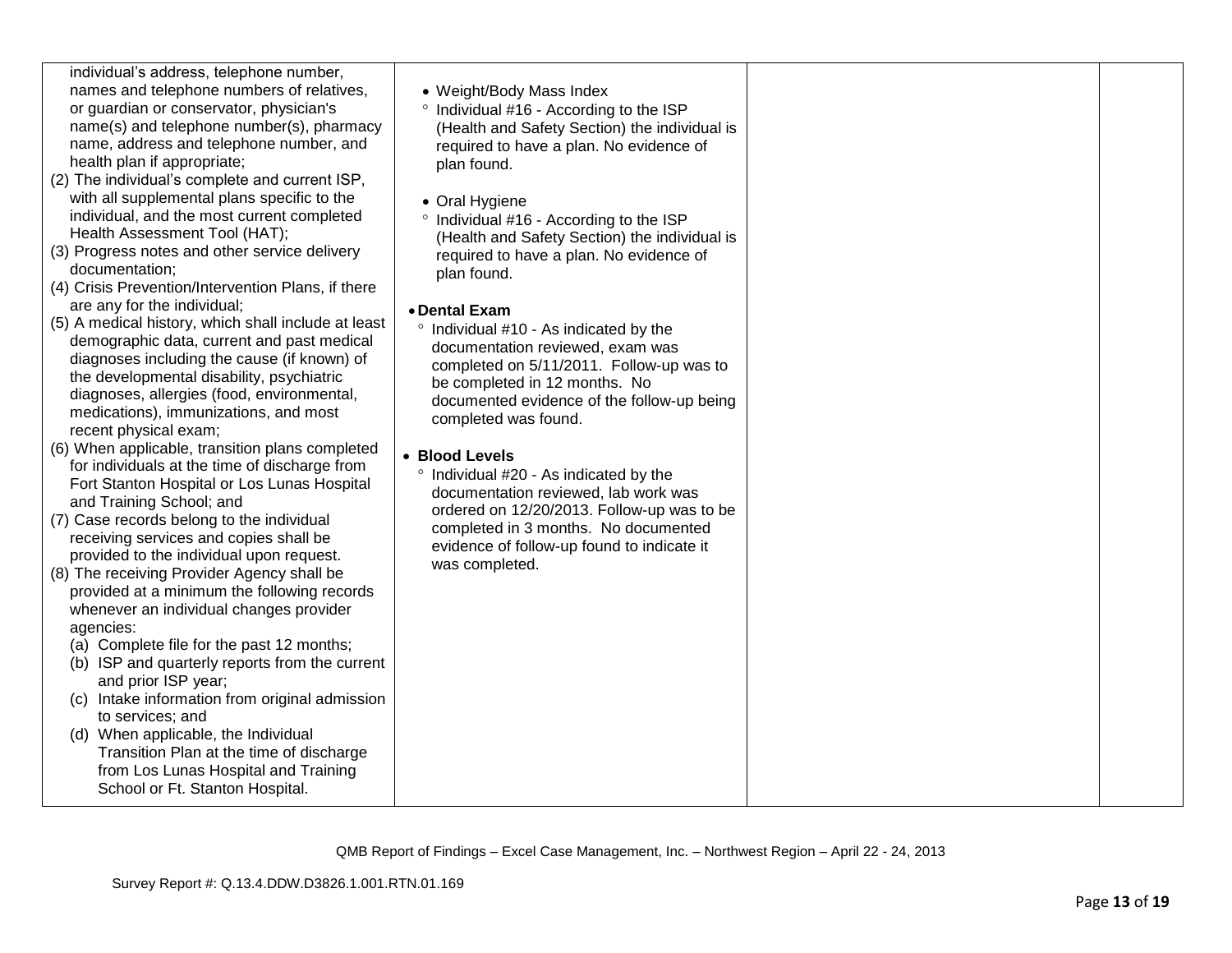| | | | |
|---|---|---|---|
| individual's address, telephone number, names and telephone numbers of relatives, or guardian or conservator, physician's name(s) and telephone number(s), pharmacy name, address and telephone number, and health plan if appropriate;<br>(2) The individual's complete and current ISP, with all supplemental plans specific to the individual, and the most current completed Health Assessment Tool (HAT);<br>(3) Progress notes and other service delivery documentation;<br>(4) Crisis Prevention/Intervention Plans, if there are any for the individual;<br>(5) A medical history, which shall include at least demographic data, current and past medical diagnoses including the cause (if known) of the developmental disability, psychiatric diagnoses, allergies (food, environmental, medications), immunizations, and most recent physical exam;<br>(6) When applicable, transition plans completed for individuals at the time of discharge from Fort Stanton Hospital or Los Lunas Hospital and Training School; and<br>(7) Case records belong to the individual receiving services and copies shall be provided to the individual upon request.<br>(8) The receiving Provider Agency shall be provided at a minimum the following records whenever an individual changes provider agencies:<br>(a) Complete file for the past 12 months;<br>(b) ISP and quarterly reports from the current and prior ISP year;<br>(c) Intake information from original admission to services; and<br>(d) When applicable, the Individual Transition Plan at the time of discharge from Los Lunas Hospital and Training School or Ft. Stanton Hospital. | • Weight/Body Mass Index<br>° Individual #16 - According to the ISP (Health and Safety Section) the individual is required to have a plan. No evidence of plan found.<br><br>• Oral Hygiene<br>° Individual #16 - According to the ISP (Health and Safety Section) the individual is required to have a plan. No evidence of plan found.<br><br>• **Dental Exam**<br>° Individual #10 - As indicated by the documentation reviewed, exam was completed on 5/11/2011. Follow-up was to be completed in 12 months. No documented evidence of the follow-up being completed was found.<br><br>• **Blood Levels**<br>° Individual #20 - As indicated by the documentation reviewed, lab work was ordered on 12/20/2013. Follow-up was to be completed in 3 months. No documented evidence of follow-up found to indicate it was completed. | | |

QMB Report of Findings – Excel Case Management, Inc. – Northwest Region – April 22 - 24, 2013

Survey Report #: Q.13.4.DDW.D3826.1.001.RTN.01.169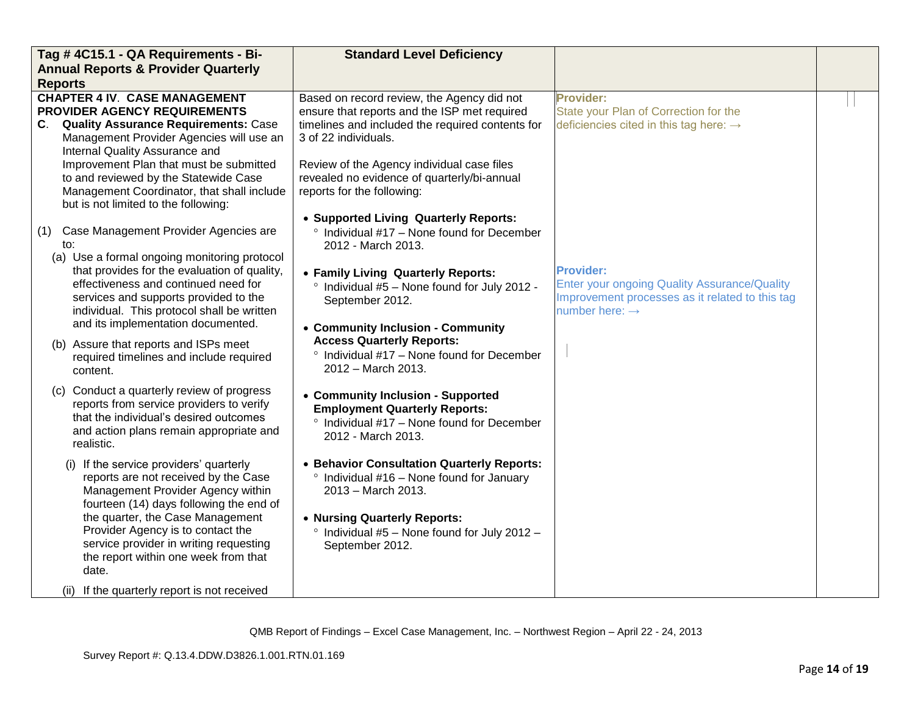| Tag # 4C15.1 - QA Requirements - Bi-Annual Reports & Provider Quarterly Reports | Standard Level Deficiency | | |
|---|---|---|---|
| **CHAPTER 4 IV. CASE MANAGEMENT PROVIDER AGENCY REQUIREMENTS**<br>**C. Quality Assurance Requirements:** Case Management Provider Agencies will use an Internal Quality Assurance and Improvement Plan that must be submitted to and reviewed by the Statewide Case Management Coordinator, that shall include but is not limited to the following:<br><br>(1) Case Management Provider Agencies are to:<br>(a) Use a formal ongoing monitoring protocol that provides for the evaluation of quality, effectiveness and continued need for services and supports provided to the individual. This protocol shall be written and its implementation documented.<br>(b) Assure that reports and ISPs meet required timelines and include required content.<br>(c) Conduct a quarterly review of progress reports from service providers to verify that the individual's desired outcomes and action plans remain appropriate and realistic.<br>(i) If the service providers' quarterly reports are not received by the Case Management Provider Agency within fourteen (14) days following the end of the quarter, the Case Management Provider Agency is to contact the service provider in writing requesting the report within one week from that date.<br>(ii) If the quarterly report is not received | Based on record review, the Agency did not ensure that reports and the ISP met required timelines and included the required contents for 3 of 22 individuals.<br><br>Review of the Agency individual case files revealed no evidence of quarterly/bi-annual reports for the following:<br><br>• **Supported Living Quarterly Reports:**<br>° Individual #17 – None found for December 2012 - March 2013.<br><br>• **Family Living Quarterly Reports:**<br>° Individual #5 – None found for July 2012 - September 2012.<br><br>• **Community Inclusion - Community Access Quarterly Reports:**<br>° Individual #17 – None found for December 2012 – March 2013.<br><br>• **Community Inclusion - Supported Employment Quarterly Reports:**<br>° Individual #17 – None found for December 2012 - March 2013.<br><br>• **Behavior Consultation Quarterly Reports:**<br>° Individual #16 – None found for January 2013 – March 2013.<br><br>• **Nursing Quarterly Reports:**<br>° Individual #5 – None found for July 2012 – September 2012. | **Provider:**<br>State your Plan of Correction for the deficiencies cited in this tag here: →<br><br>**Provider:**<br>Enter your ongoing Quality Assurance/Quality Improvement processes as it related to this tag number here: → | |

QMB Report of Findings – Excel Case Management, Inc. – Northwest Region – April 22 - 24, 2013

Survey Report #: Q.13.4.DDW.D3826.1.001.RTN.01.169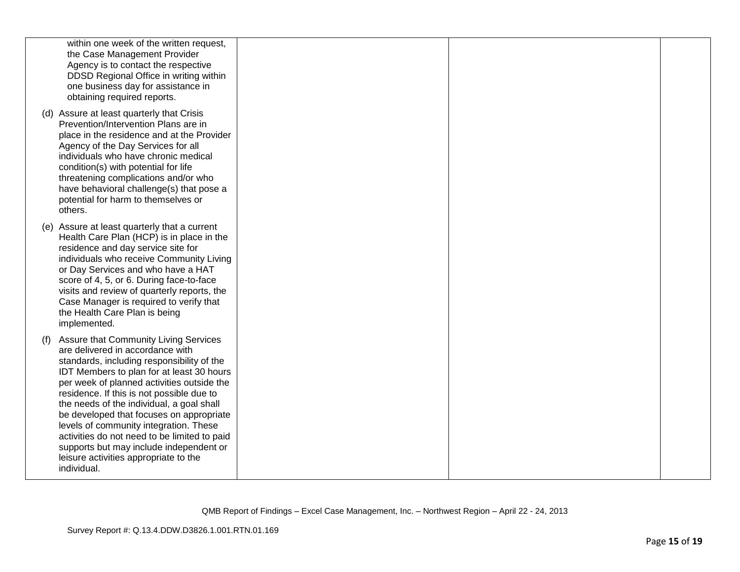| | | | |
|---|---|---|---|
| within one week of the written request, the Case Management Provider Agency is to contact the respective DDSD Regional Office in writing within one business day for assistance in obtaining required reports.<br><br>(d) Assure at least quarterly that Crisis Prevention/Intervention Plans are in place in the residence and at the Provider Agency of the Day Services for all individuals who have chronic medical condition(s) with potential for life threatening complications and/or who have behavioral challenge(s) that pose a potential for harm to themselves or others.<br><br>(e) Assure at least quarterly that a current Health Care Plan (HCP) is in place in the residence and day service site for individuals who receive Community Living or Day Services and who have a HAT score of 4, 5, or 6. During face-to-face visits and review of quarterly reports, the Case Manager is required to verify that the Health Care Plan is being implemented.<br><br>(f) Assure that Community Living Services are delivered in accordance with standards, including responsibility of the IDT Members to plan for at least 30 hours per week of planned activities outside the residence. If this is not possible due to the needs of the individual, a goal shall be developed that focuses on appropriate levels of community integration. These activities do not need to be limited to paid supports but may include independent or leisure activities appropriate to the individual. | | | |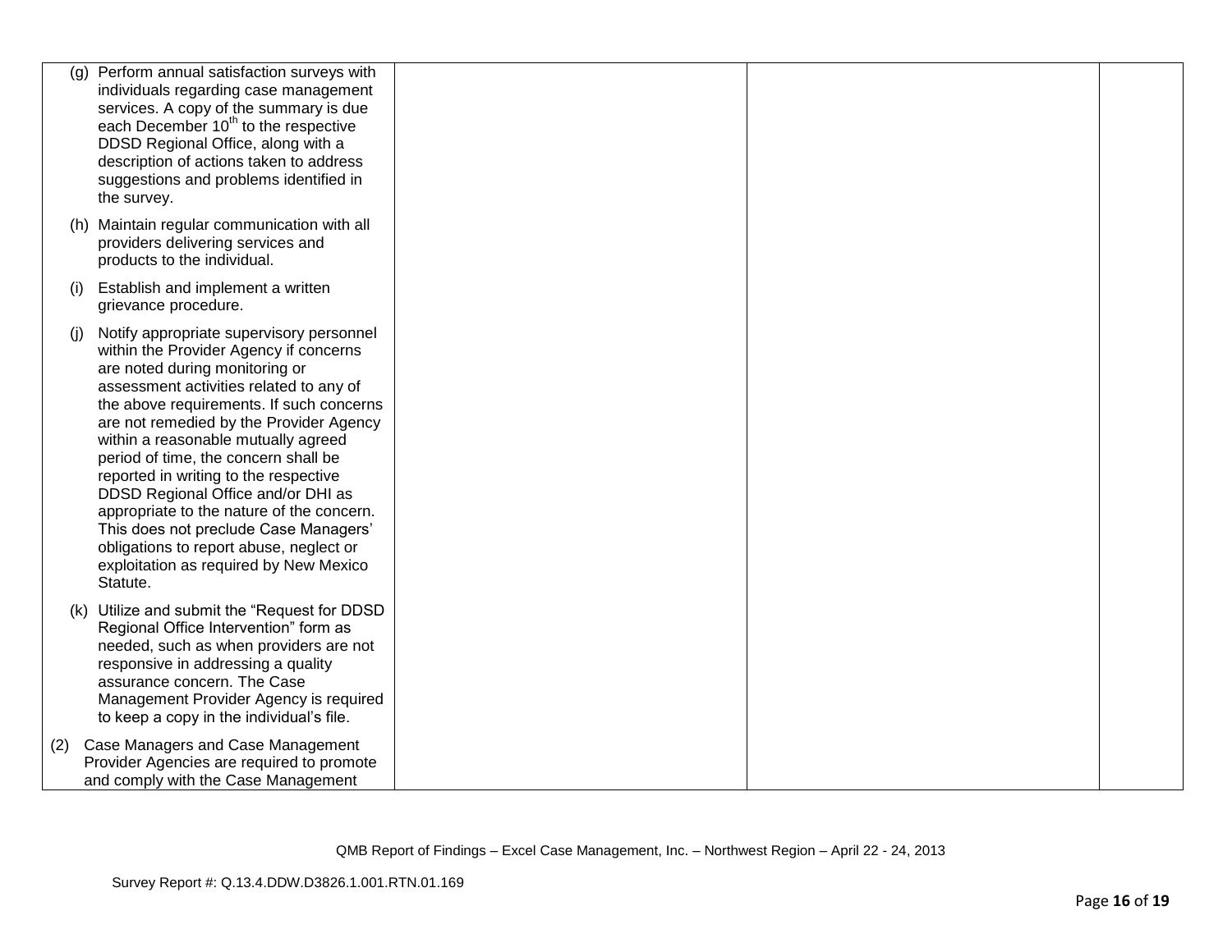| | | | |
|---|---|---|---|
| (g) Perform annual satisfaction surveys with individuals regarding case management services. A copy of the summary is due each December 10th to the respective DDSD Regional Office, along with a description of actions taken to address suggestions and problems identified in the survey.<br><br>(h) Maintain regular communication with all providers delivering services and products to the individual.<br><br>(i) Establish and implement a written grievance procedure.<br><br>(j) Notify appropriate supervisory personnel within the Provider Agency if concerns are noted during monitoring or assessment activities related to any of the above requirements. If such concerns are not remedied by the Provider Agency within a reasonable mutually agreed period of time, the concern shall be reported in writing to the respective DDSD Regional Office and/or DHI as appropriate to the nature of the concern. This does not preclude Case Managers' obligations to report abuse, neglect or exploitation as required by New Mexico Statute.<br><br>(k) Utilize and submit the "Request for DDSD Regional Office Intervention" form as needed, such as when providers are not responsive in addressing a quality assurance concern. The Case Management Provider Agency is required to keep a copy in the individual's file.<br><br>(2) Case Managers and Case Management Provider Agencies are required to promote and comply with the Case Management | | | |

QMB Report of Findings – Excel Case Management, Inc. – Northwest Region – April 22 - 24, 2013

Survey Report #: Q.13.4.DDW.D3826.1.001.RTN.01.169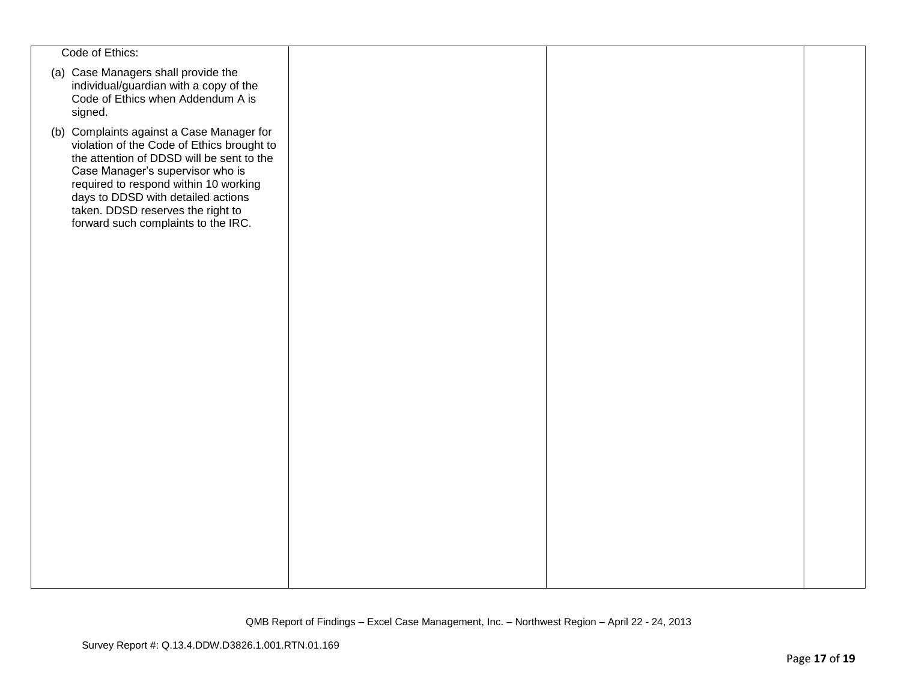| | | | |
|---|---|---|---|
| Code of Ethics:<br><br>(a) Case Managers shall provide the individual/guardian with a copy of the Code of Ethics when Addendum A is signed.<br><br>(b) Complaints against a Case Manager for violation of the Code of Ethics brought to the attention of DDSD will be sent to the Case Manager's supervisor who is required to respond within 10 working days to DDSD with detailed actions taken. DDSD reserves the right to forward such complaints to the IRC. | | | |

QMB Report of Findings – Excel Case Management, Inc. – Northwest Region – April 22 - 24, 2013

Survey Report #: Q.13.4.DDW.D3826.1.001.RTN.01.169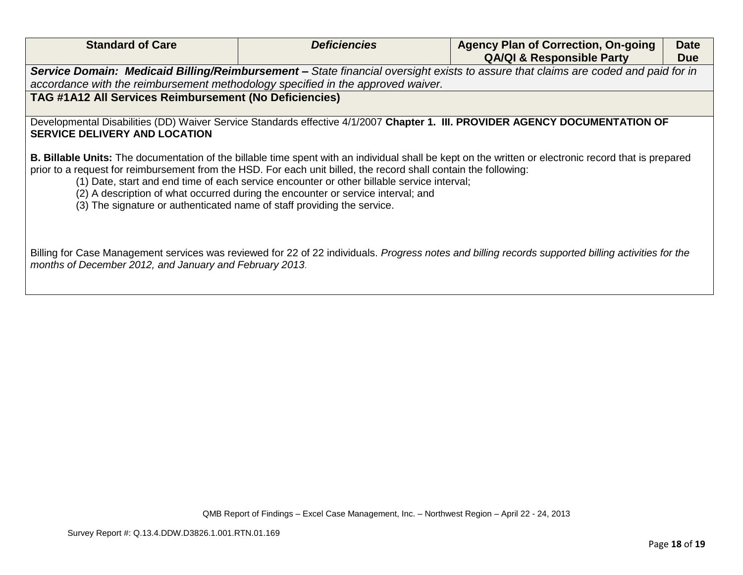| Standard of Care | *Deficiencies* | Agency Plan of Correction, On-going QA/QI & Responsible Party | Date Due |
|---|---|---|---|
| ***Service Domain: Medicaid Billing/Reimbursement –*** *State financial oversight exists to assure that claims are coded and paid for in accordance with the reimbursement methodology specified in the approved waiver.* | | | |
| **TAG #1A12 All Services Reimbursement (No Deficiencies)** | | | |
| Developmental Disabilities (DD) Waiver Service Standards effective 4/1/2007 **Chapter 1. III. PROVIDER AGENCY DOCUMENTATION OF SERVICE DELIVERY AND LOCATION**<br><br>**B. Billable Units:** The documentation of the billable time spent with an individual shall be kept on the written or electronic record that is prepared prior to a request for reimbursement from the HSD. For each unit billed, the record shall contain the following:<br>(1) Date, start and end time of each service encounter or other billable service interval;<br>(2) A description of what occurred during the encounter or service interval; and<br>(3) The signature or authenticated name of staff providing the service.<br><br>Billing for Case Management services was reviewed for 22 of 22 individuals. *Progress notes and billing records supported billing activities for the months of December 2012, and January and February 2013.* | | | |

QMB Report of Findings – Excel Case Management, Inc. – Northwest Region – April 22 - 24, 2013

Survey Report #: Q.13.4.DDW.D3826.1.001.RTN.01.169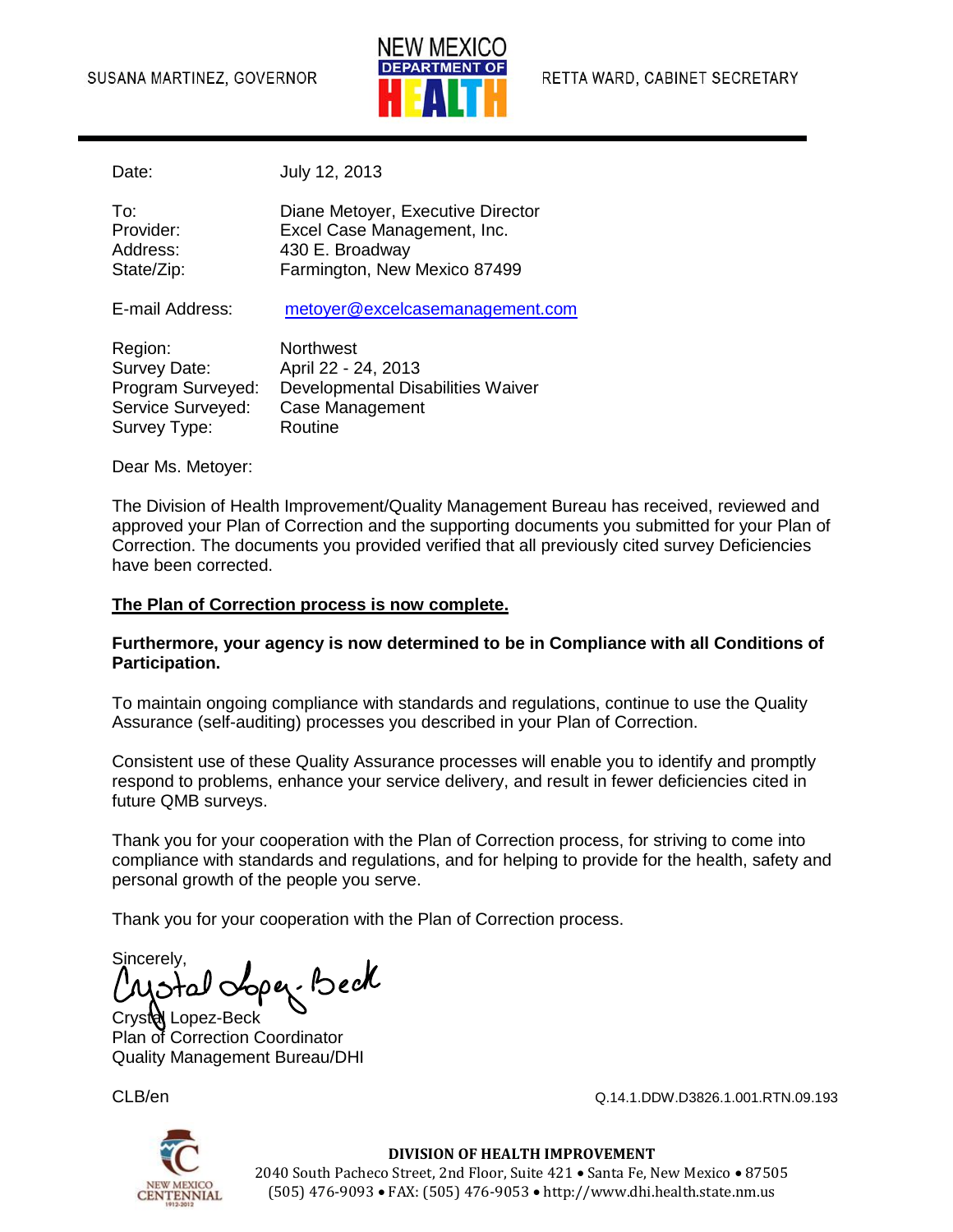SUSANA MARTINEZ, GOVERNOR

NEW MEXICO DEPARTMENT OF HEALTH

RETTA WARD, CABINET SECRETARY

| | |
|---|---|
| Date: | July 12, 2013 |
| To: | Diane Metoyer, Executive Director |
| Provider: | Excel Case Management, Inc. |
| Address: | 430 E. Broadway |
| State/Zip: | Farmington, New Mexico 87499 |
| E-mail Address: | metoyer@excelcasemanagement.com |
| Region: | Northwest |
| Survey Date: | April 22 - 24, 2013 |
| Program Surveyed: | Developmental Disabilities Waiver |
| Service Surveyed: | Case Management |
| Survey Type: | Routine |

Dear Ms. Metoyer:

The Division of Health Improvement/Quality Management Bureau has received, reviewed and approved your Plan of Correction and the supporting documents you submitted for your Plan of Correction. The documents you provided verified that all previously cited survey Deficiencies have been corrected.

**The Plan of Correction process is now complete.**

**Furthermore, your agency is now determined to be in Compliance with all Conditions of Participation.**

To maintain ongoing compliance with standards and regulations, continue to use the Quality Assurance (self-auditing) processes you described in your Plan of Correction.

Consistent use of these Quality Assurance processes will enable you to identify and promptly respond to problems, enhance your service delivery, and result in fewer deficiencies cited in future QMB surveys.

Thank you for your cooperation with the Plan of Correction process, for striving to come into compliance with standards and regulations, and for helping to provide for the health, safety and personal growth of the people you serve.

Thank you for your cooperation with the Plan of Correction process.

Sincerely,

Crystal Lopez-Beck

Crystal Lopez-Beck
Plan of Correction Coordinator
Quality Management Bureau/DHI

CLB/en

Q.14.1.DDW.D3826.1.001.RTN.09.193

**DIVISION OF HEALTH IMPROVEMENT**
2040 South Pacheco Street, 2nd Floor, Suite 421 • Santa Fe, New Mexico • 87505
(505) 476-9093 • FAX: (505) 476-9053 • http://www.dhi.health.state.nm.us